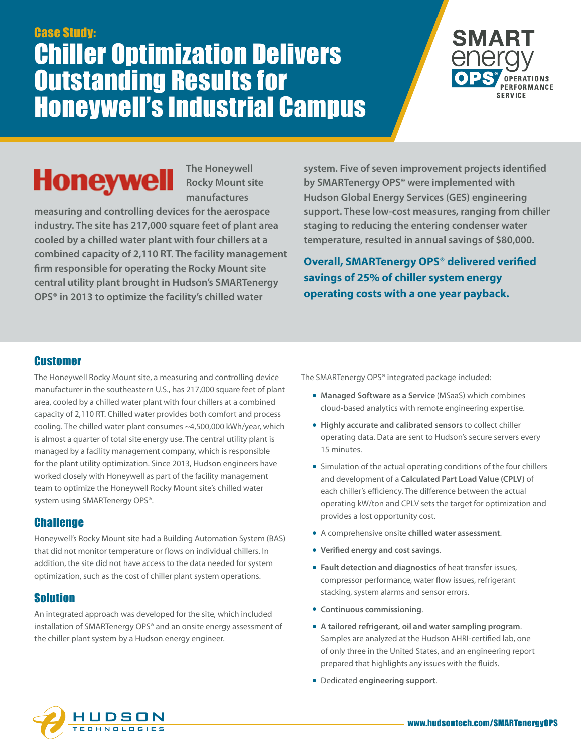Case Study:

# Chiller Optimization Delivers Outstanding Results for Honeywell's Industrial Campus

SMART energy OPS® OPERATIONS PERFORMANCE SERVICE

Honeywell

**The Honeywell Rocky Mount site manufactures measuring and controlling devices for the aerospace industry. The site has 217,000 square feet of plant area cooled by a chilled water plant with four chillers at a combined capacity of 2,110 RT. The facility management firm responsible for operating the Rocky Mount site central utility plant brought in Hudson's SMARTenergy OPS® in 2013 to optimize the facility's chilled water system. Five of seven improvement projects identified by SMARTenergy OPS® were implemented with Hudson Global Energy Services (GES) engineering support. These low-cost measures, ranging from chiller staging to reducing the entering condenser water temperature, resulted in annual savings of $80,000.**

**Overall, SMARTenergy OPS® delivered verified savings of 25% of chiller system energy operating costs with a one year payback.**

## Customer

The Honeywell Rocky Mount site, a measuring and controlling device manufacturer in the southeastern U.S., has 217,000 square feet of plant area, cooled by a chilled water plant with four chillers at a combined capacity of 2,110 RT. Chilled water provides both comfort and process cooling. The chilled water plant consumes ~4,500,000 kWh/year, which is almost a quarter of total site energy use. The central utility plant is managed by a facility management company, which is responsible for the plant utility optimization. Since 2013, Hudson engineers have worked closely with Honeywell as part of the facility management team to optimize the Honeywell Rocky Mount site's chilled water system using SMARTenergy OPS®.

## Challenge

Honeywell's Rocky Mount site had a Building Automation System (BAS) that did not monitor temperature or flows on individual chillers. In addition, the site did not have access to the data needed for system optimization, such as the cost of chiller plant system operations.

## Solution

An integrated approach was developed for the site, which included installation of SMARTenergy OPS® and an onsite energy assessment of the chiller plant system by a Hudson energy engineer.

The SMARTenergy OPS® integrated package included:

- **Managed Software as a Service** (MSaaS) which combines cloud-based analytics with remote engineering expertise.
- **Highly accurate and calibrated sensors** to collect chiller operating data. Data are sent to Hudson's secure servers every 15 minutes.
- Simulation of the actual operating conditions of the four chillers and development of a **Calculated Part Load Value (CPLV)** of each chiller's efficiency. The difference between the actual operating kW/ton and CPLV sets the target for optimization and provides a lost opportunity cost.
- A comprehensive onsite **chilled water assessment**.
- **Verified energy and cost savings**.
- **Fault detection and diagnostics** of heat transfer issues, compressor performance, water flow issues, refrigerant stacking, system alarms and sensor errors.
- **Continuous commissioning**.
- **A tailored refrigerant, oil and water sampling program**. Samples are analyzed at the Hudson AHRI-certified lab, one of only three in the United States, and an engineering report prepared that highlights any issues with the fluids.
- Dedicated **engineering support**.

HUDSON TECHNOLOGIES

www.hudsontech.com/SMARTenergyOPS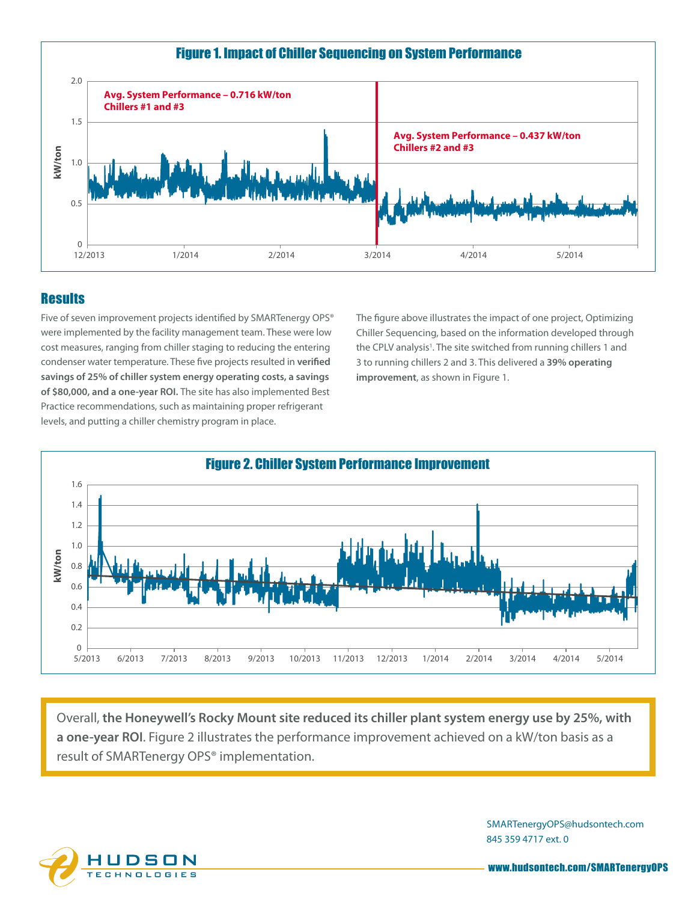## Figure 1. Impact of Chiller Sequencing on System Performance

kW/ton

2.0
1.5
1.0
0.5
0

12/2013 1/2014 2/2014 3/2014 4/2014 5/2014

**Avg. System Performance – 0.716 kW/ton**
**Chillers #1 and #3**

**Avg. System Performance – 0.437 kW/ton**
**Chillers #2 and #3**

## Results

Five of seven improvement projects identified by SMARTenergy OPS® were implemented by the facility management team. These were low cost measures, ranging from chiller staging to reducing the entering condenser water temperature. These five projects resulted in **verified savings of 25% of chiller system energy operating costs, a savings of $80,000, and a one-year ROI.** The site has also implemented Best Practice recommendations, such as maintaining proper refrigerant levels, and putting a chiller chemistry program in place.

The figure above illustrates the impact of one project, Optimizing Chiller Sequencing, based on the information developed through the CPLV analysis[1]. The site switched from running chillers 1 and 3 to running chillers 2 and 3. This delivered a **39% operating improvement**, as shown in Figure 1.

## Figure 2. Chiller System Performance Improvement

kW/ton

1.6
1.4
1.2
1.0
0.8
0.6
0.4
0.2
0

5/2013 6/2013 7/2013 8/2013 9/2013 10/2013 11/2013 12/2013 1/2014 2/2014 3/2014 4/2014 5/2014

Overall, **the Honeywell's Rocky Mount site reduced its chiller plant system energy use by 25%, with a one-year ROI**. Figure 2 illustrates the performance improvement achieved on a kW/ton basis as a result of SMARTenergy OPS® implementation.

SMARTenergyOPS@hudsontech.com
845 359 4717 ext. 0

HUDSON TECHNOLOGIES

**www.hudsontech.com/SMARTenergyOPS**